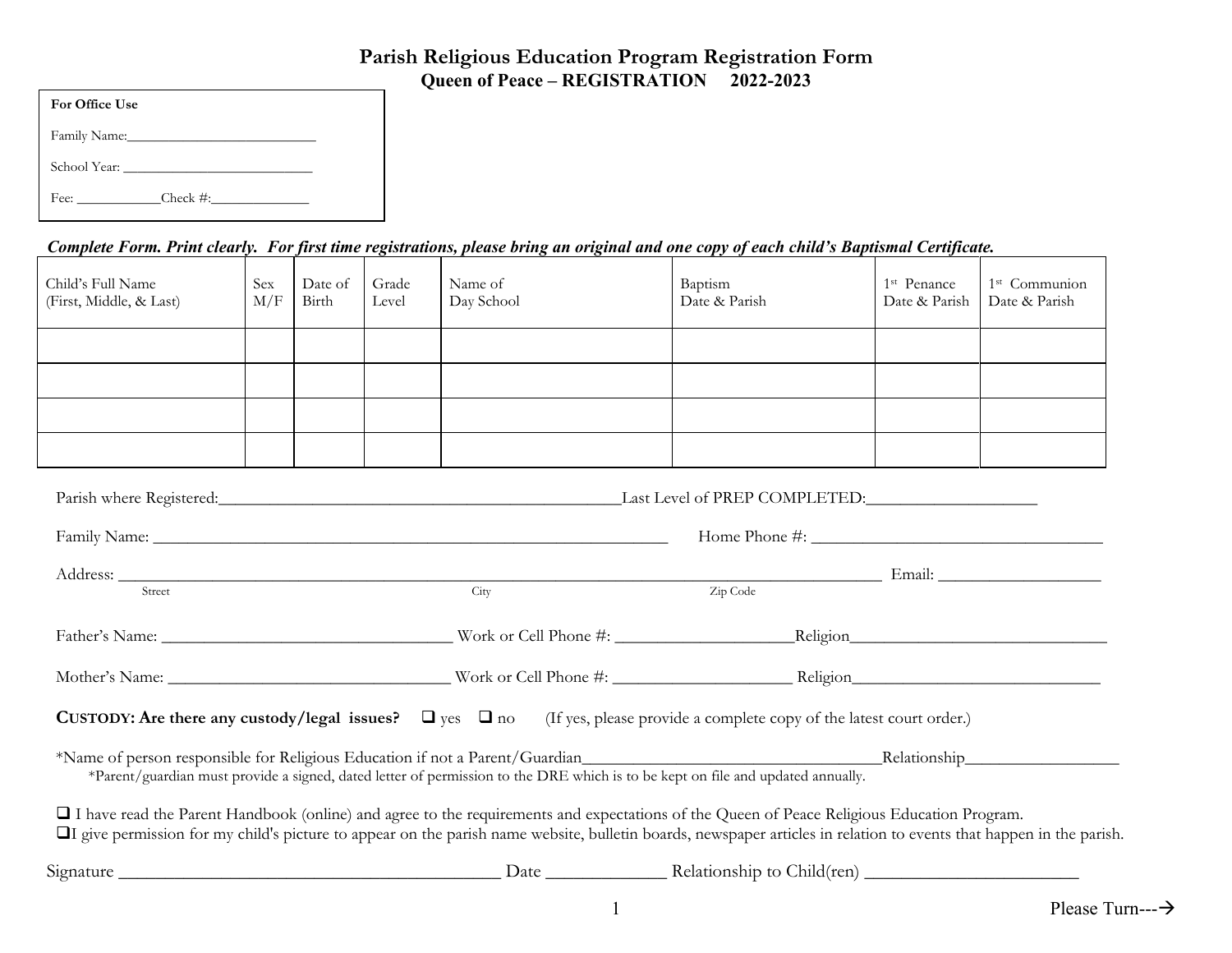# Parish Religious Education Program Registration Form

## Queen of Peace – REGISTRATION 2022-2023

**For Office Use**

Family Name:___________________________

School Year: ___________________________

Fee: ____________Check #:______________

***Complete Form. Print clearly. For first time registrations, please bring an original and one copy of each child's Baptismal Certificate.***

| Child's Full Name (First, Middle, & Last) | Sex M/F | Date of Birth | Grade Level | Name of Day School | Baptism Date & Parish | 1st Penance Date & Parish | 1st Communion Date & Parish |
|---|---|---|---|---|---|---|---|
| | | | | | | | |
| | | | | | | | |
| | | | | | | | |
| | | | | | | | |

Parish where Registered:_________________________________________________Last Level of PREP COMPLETED:____________________

Family Name: _______________________________________________________________ Home Phone #: ____________________________________

Address: _____________________________________________________________________________________________ Email: ____________________
Street City Zip Code

Father's Name: ____________________________________ Work or Cell Phone #: _____________________Religion_______________________________

Mother's Name: __________________________________ Work or Cell Phone #: _____________________ Religion_______________________________

**CUSTODY: Are there any custody/legal issues?** ❑ yes ❑ no (If yes, please provide a complete copy of the latest court order.)

*Name of person responsible for Religious Education if not a Parent/Guardian____________________________________Relationship__________________
*Parent/guardian must provide a signed, dated letter of permission to the DRE which is to be kept on file and updated annually.

❑ I have read the Parent Handbook (online) and agree to the requirements and expectations of the Queen of Peace Religious Education Program.
❑I give permission for my child's picture to appear on the parish name website, bulletin boards, newspaper articles in relation to events that happen in the parish.

Signature ____________________________________________ Date _____________ Relationship to Child(ren) _________________________

Please Turn---→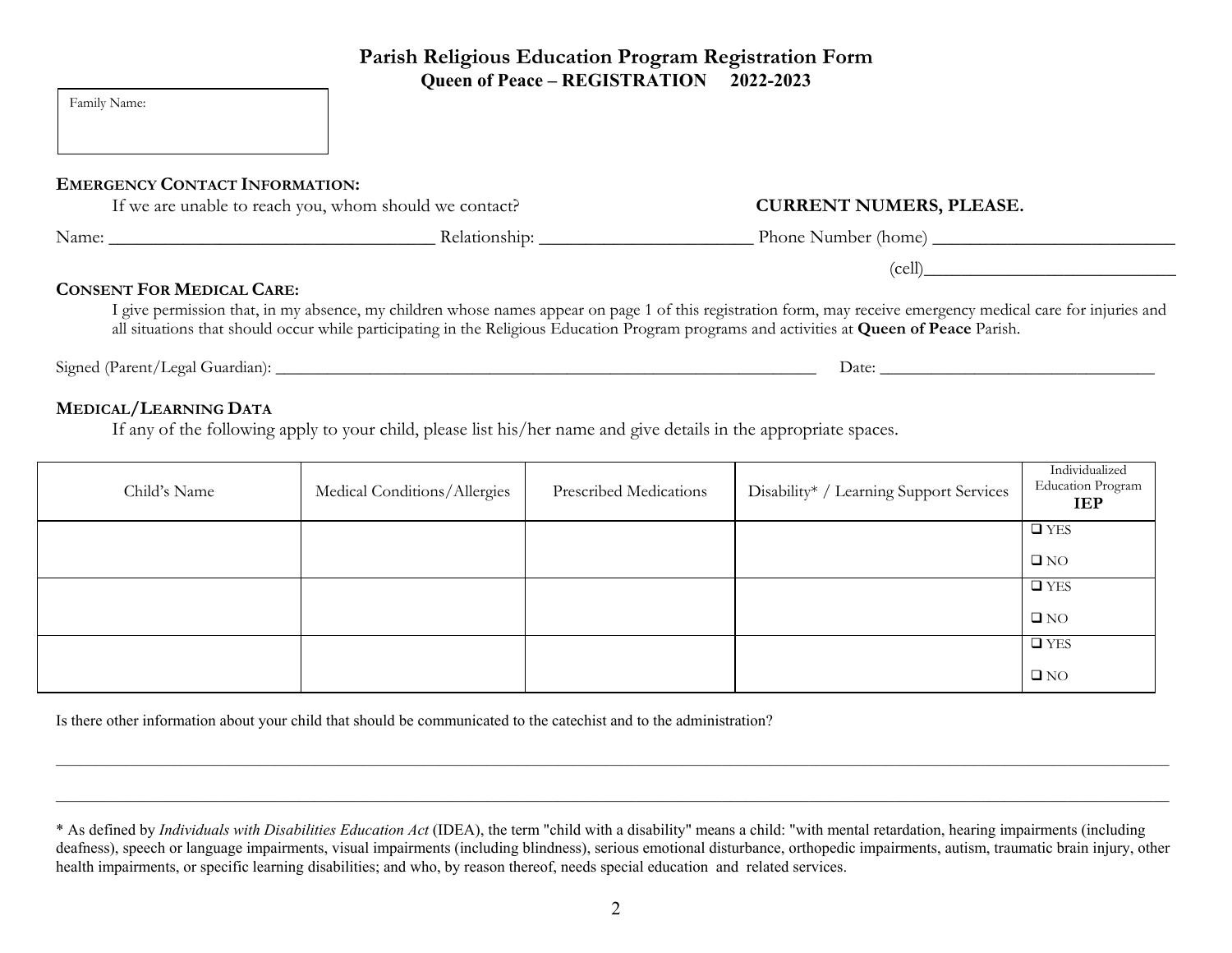# Parish Religious Education Program Registration Form

**Queen of Peace – REGISTRATION 2022-2023**

Family Name:

**EMERGENCY CONTACT INFORMATION:**

If we are unable to reach you, whom should we contact? **CURRENT NUMERS, PLEASE.**

Name: ___________________________________ Relationship: _______________________ Phone Number (home) __________________________

(cell)____________________________

**CONSENT FOR MEDICAL CARE:**

I give permission that, in my absence, my children whose names appear on page 1 of this registration form, may receive emergency medical care for injuries and all situations that should occur while participating in the Religious Education Program programs and activities at **Queen of Peace** Parish.

Signed (Parent/Legal Guardian): ___________________________________________________________ Date: _______________________________

**MEDICAL/LEARNING DATA**

If any of the following apply to your child, please list his/her name and give details in the appropriate spaces.

| Child's Name | Medical Conditions/Allergies | Prescribed Medications | Disability* / Learning Support Services | Individualized Education Program **IEP** |
|---|---|---|---|---|
| | | | | ❑ YES ❑ NO |
| | | | | ❑ YES ❑ NO |
| | | | | ❑ YES ❑ NO |

Is there other information about your child that should be communicated to the catechist and to the administration?

______________________________________________________________________________________________________________

______________________________________________________________________________________________________________

* As defined by *Individuals with Disabilities Education Act* (IDEA), the term "child with a disability" means a child: "with mental retardation, hearing impairments (including deafness), speech or language impairments, visual impairments (including blindness), serious emotional disturbance, orthopedic impairments, autism, traumatic brain injury, other health impairments, or specific learning disabilities; and who, by reason thereof, needs special education and related services.